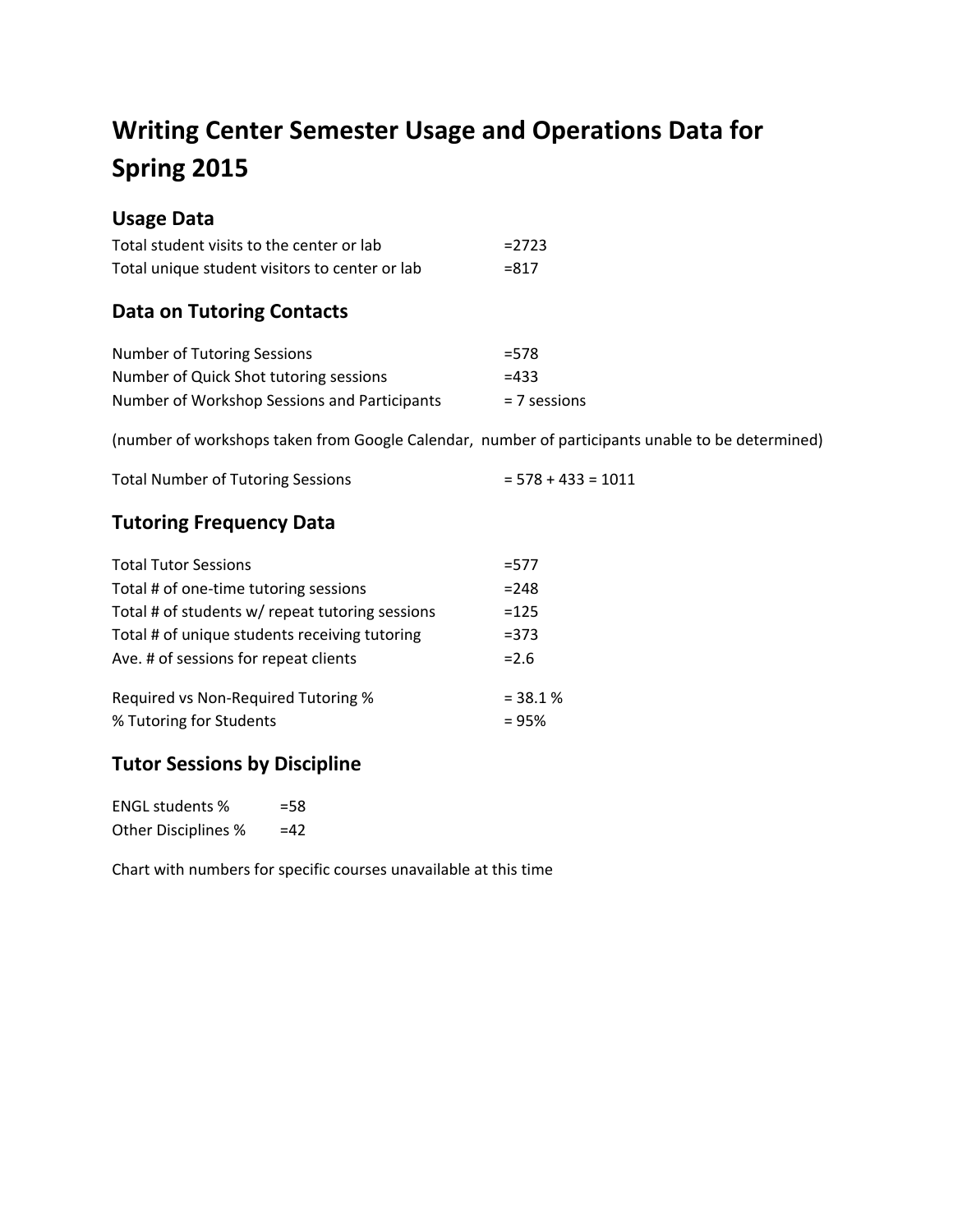# Writing Center Semester Usage and Operations Data for Spring 2015

## Usage Data

| | |
|---|---|
| Total student visits to the center or lab | =2723 |
| Total unique student visitors to center or lab | =817 |

## Data on Tutoring Contacts

| | |
|---|---|
| Number of Tutoring Sessions | =578 |
| Number of Quick Shot tutoring sessions | =433 |
| Number of Workshop Sessions and Participants | = 7 sessions |

(number of workshops taken from Google Calendar, number of participants unable to be determined)

| | |
|---|---|
| Total Number of Tutoring Sessions | = 578 + 433 = 1011 |

## Tutoring Frequency Data

| | |
|---|---|
| Total Tutor Sessions | =577 |
| Total # of one-time tutoring sessions | =248 |
| Total # of students w/ repeat tutoring sessions | =125 |
| Total # of unique students receiving tutoring | =373 |
| Ave. # of sessions for repeat clients | =2.6 |

| | |
|---|---|
| Required vs Non-Required Tutoring % | = 38.1 % |
| % Tutoring for Students | = 95% |

## Tutor Sessions by Discipline

| | |
|---|---|
| ENGL students % | =58 |
| Other Disciplines % | =42 |

Chart with numbers for specific courses unavailable at this time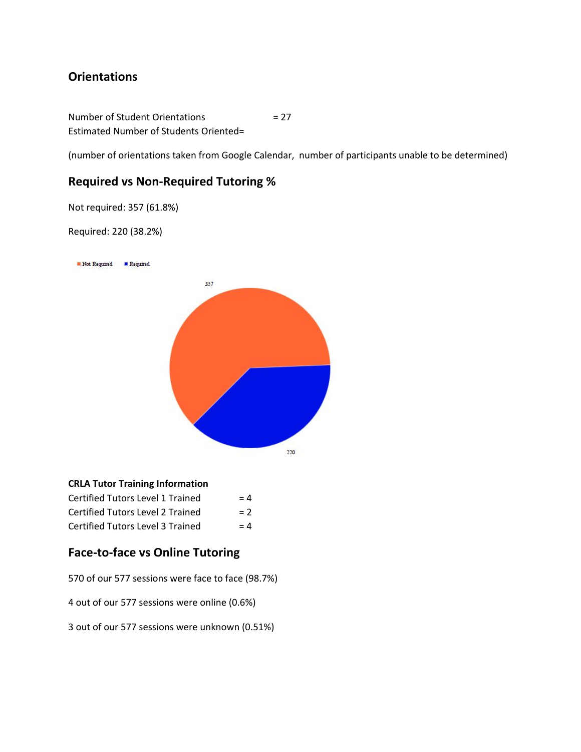## Orientations

Number of Student Orientations = 27
Estimated Number of Students Oriented=

(number of orientations taken from Google Calendar, number of participants unable to be determined)

## Required vs Non-Required Tutoring %

Not required: 357 (61.8%)

Required: 220 (38.2%)

Not Required | Required

357

220

**CRLA Tutor Training Information**

| | |
|---|---|
| Certified Tutors Level 1 Trained | = 4 |
| Certified Tutors Level 2 Trained | = 2 |
| Certified Tutors Level 3 Trained | = 4 |

## Face-to-face vs Online Tutoring

570 of our 577 sessions were face to face (98.7%)

4 out of our 577 sessions were online (0.6%)

3 out of our 577 sessions were unknown (0.51%)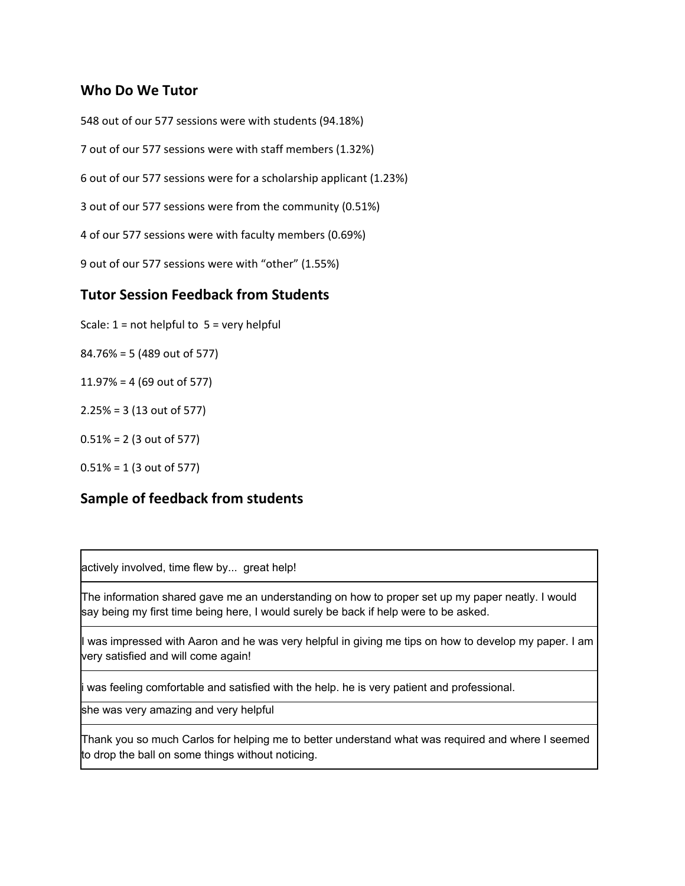## Who Do We Tutor

548 out of our 577 sessions were with students (94.18%)

7 out of our 577 sessions were with staff members (1.32%)

6 out of our 577 sessions were for a scholarship applicant (1.23%)

3 out of our 577 sessions were from the community (0.51%)

4 of our 577 sessions were with faculty members (0.69%)

9 out of our 577 sessions were with "other" (1.55%)

## Tutor Session Feedback from Students

Scale: 1 = not helpful to 5 = very helpful

84.76% = 5 (489 out of 577)

11.97% = 4 (69 out of 577)

2.25% = 3 (13 out of 577)

0.51% = 2 (3 out of 577)

0.51% = 1 (3 out of 577)

## Sample of feedback from students

| |
|---|
| actively involved, time flew by... great help! |
| The information shared gave me an understanding on how to proper set up my paper neatly. I would say being my first time being here, I would surely be back if help were to be asked. |
| I was impressed with Aaron and he was very helpful in giving me tips on how to develop my paper. I am very satisfied and will come again! |
| i was feeling comfortable and satisfied with the help. he is very patient and professional. |
| she was very amazing and very helpful |
| Thank you so much Carlos for helping me to better understand what was required and where I seemed to drop the ball on some things without noticing. |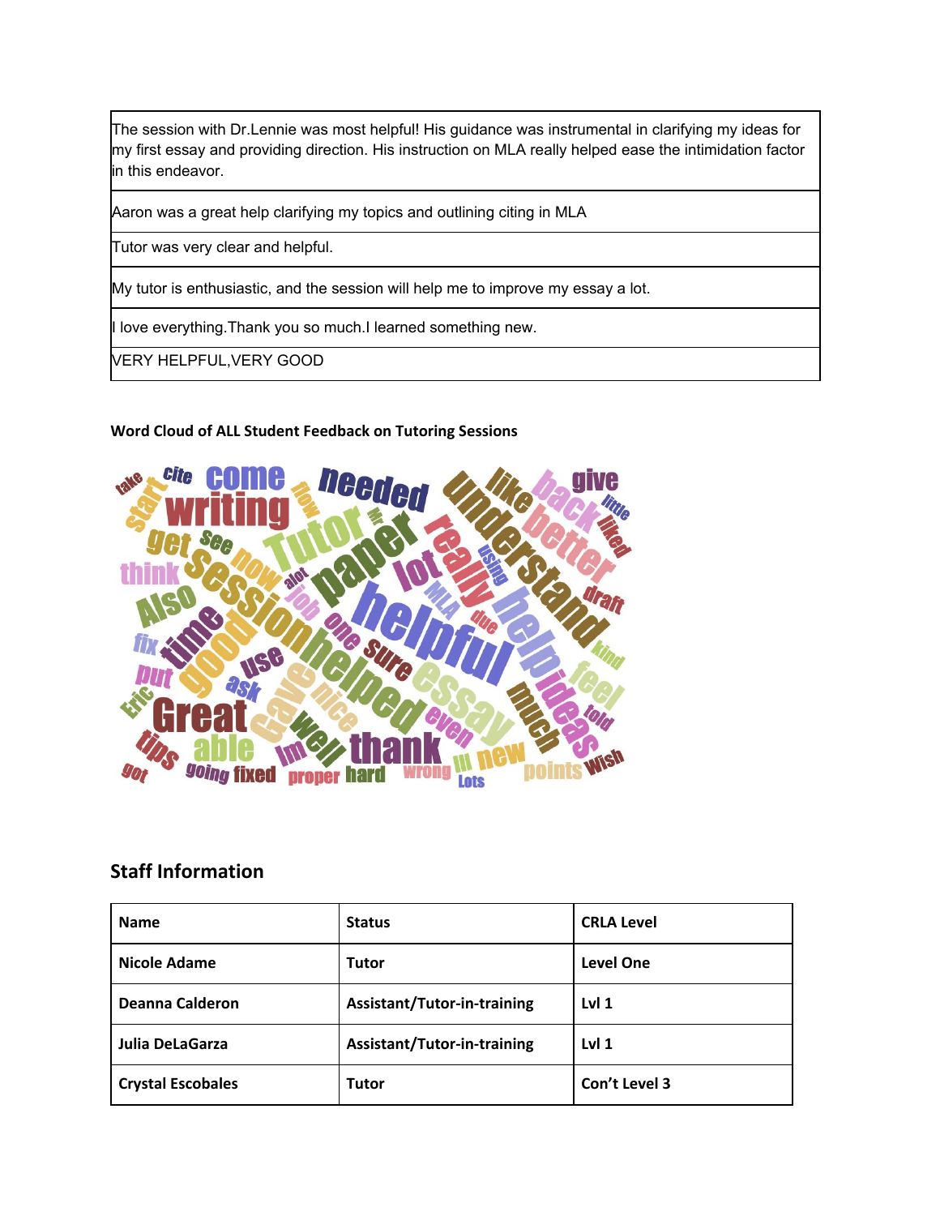| The session with Dr.Lennie was most helpful! His guidance was instrumental in clarifying my ideas for my first essay and providing direction. His instruction on MLA really helped ease the intimidation factor in this endeavor. |
|---|
| Aaron was a great help clarifying my topics and outlining citing in MLA |
| Tutor was very clear and helpful. |
| My tutor is enthusiastic, and the session will help me to improve my essay a lot. |
| I love everything.Thank you so much.I learned something new. |
| VERY HELPFUL,VERY GOOD |

**Word Cloud of ALL Student Feedback on Tutoring Sessions**

## Staff Information

| Name | Status | CRLA Level |
|---|---|---|
| Nicole Adame | Tutor | Level One |
| Deanna Calderon | Assistant/Tutor-in-training | Lvl 1 |
| Julia DeLaGarza | Assistant/Tutor-in-training | Lvl 1 |
| Crystal Escobales | Tutor | Con't Level 3 |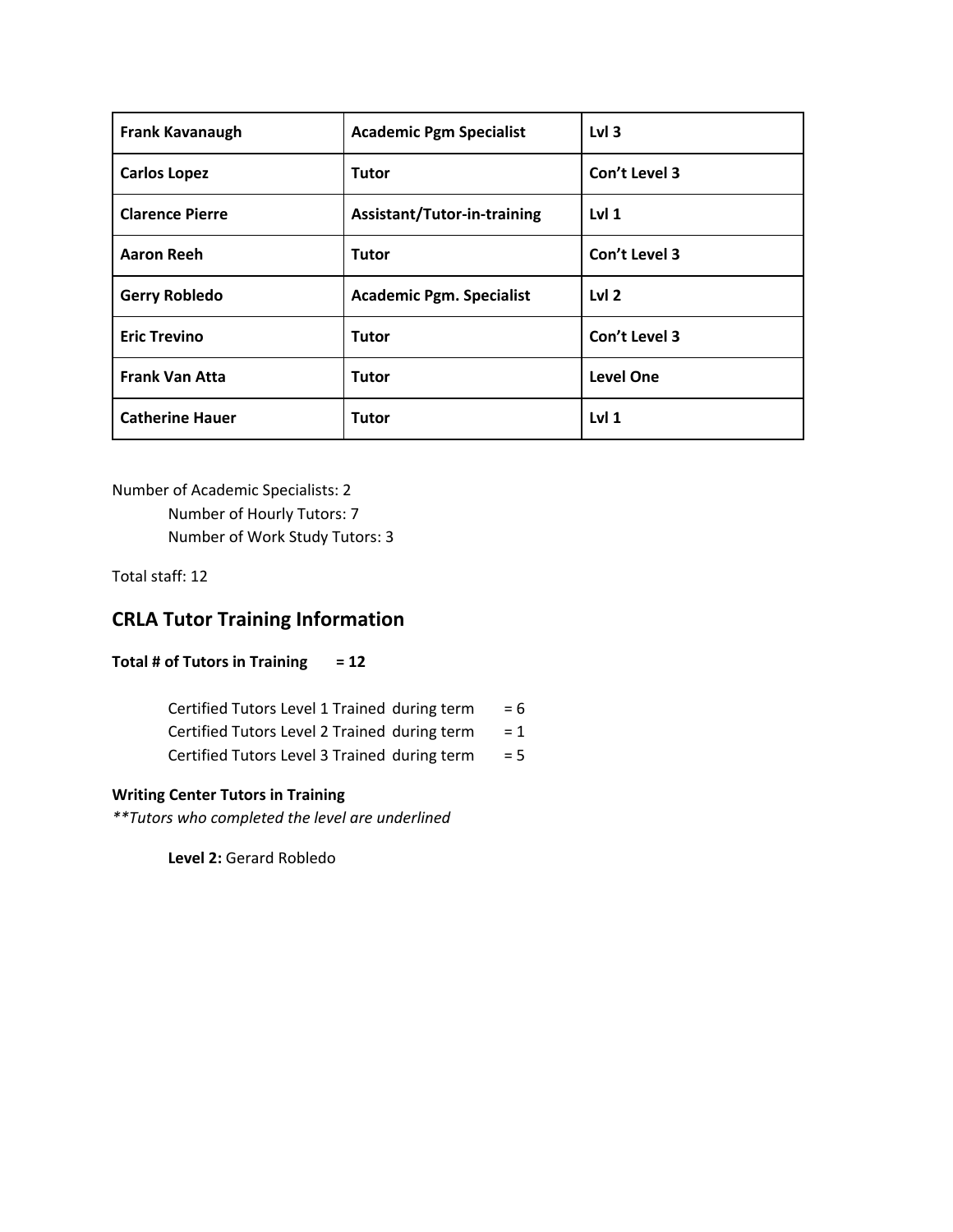| | | |
|---|---|---|
| **Frank Kavanaugh** | **Academic Pgm Specialist** | **Lvl 3** |
| **Carlos Lopez** | **Tutor** | **Con't Level 3** |
| **Clarence Pierre** | **Assistant/Tutor-in-training** | **Lvl 1** |
| **Aaron Reeh** | **Tutor** | **Con't Level 3** |
| **Gerry Robledo** | **Academic Pgm. Specialist** | **Lvl 2** |
| **Eric Trevino** | **Tutor** | **Con't Level 3** |
| **Frank Van Atta** | **Tutor** | **Level One** |
| **Catherine Hauer** | **Tutor** | **Lvl 1** |

Number of Academic Specialists: 2

Number of Hourly Tutors: 7

Number of Work Study Tutors: 3

Total staff: 12

## CRLA Tutor Training Information

**Total # of Tutors in Training = 12**

Certified Tutors Level 1 Trained during term = 6

Certified Tutors Level 2 Trained during term = 1

Certified Tutors Level 3 Trained during term = 5

**Writing Center Tutors in Training**

*\*\*Tutors who completed the level are underlined*

**Level 2:** Gerard Robledo